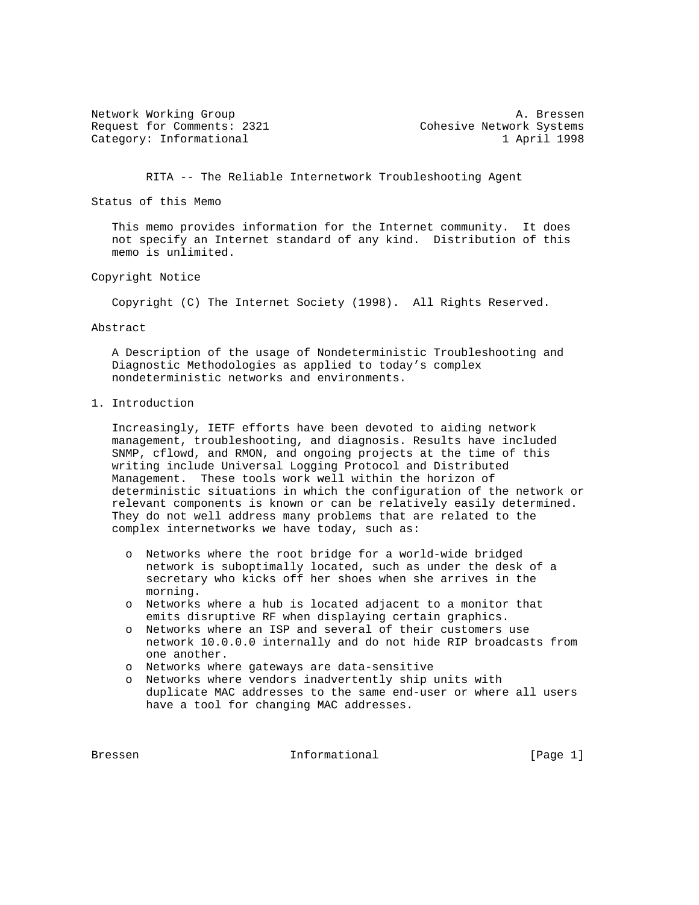Network Working Group  A. Bressen
Request for Comments: 2321  Cohesive Network Systems
Category: Informational  1 April 1998

# RITA -- The Reliable Internetwork Troubleshooting Agent

## Status of this Memo

This memo provides information for the Internet community. It does not specify an Internet standard of any kind. Distribution of this memo is unlimited.

## Copyright Notice

Copyright (C) The Internet Society (1998). All Rights Reserved.

## Abstract

A Description of the usage of Nondeterministic Troubleshooting and Diagnostic Methodologies as applied to today's complex nondeterministic networks and environments.

## 1. Introduction

Increasingly, IETF efforts have been devoted to aiding network management, troubleshooting, and diagnosis. Results have included SNMP, cflowd, and RMON, and ongoing projects at the time of this writing include Universal Logging Protocol and Distributed Management. These tools work well within the horizon of deterministic situations in which the configuration of the network or relevant components is known or can be relatively easily determined. They do not well address many problems that are related to the complex internetworks we have today, such as:

- Networks where the root bridge for a world-wide bridged network is suboptimally located, such as under the desk of a secretary who kicks off her shoes when she arrives in the morning.
- Networks where a hub is located adjacent to a monitor that emits disruptive RF when displaying certain graphics.
- Networks where an ISP and several of their customers use network 10.0.0.0 internally and do not hide RIP broadcasts from one another.
- Networks where gateways are data-sensitive
- Networks where vendors inadvertently ship units with duplicate MAC addresses to the same end-user or where all users have a tool for changing MAC addresses.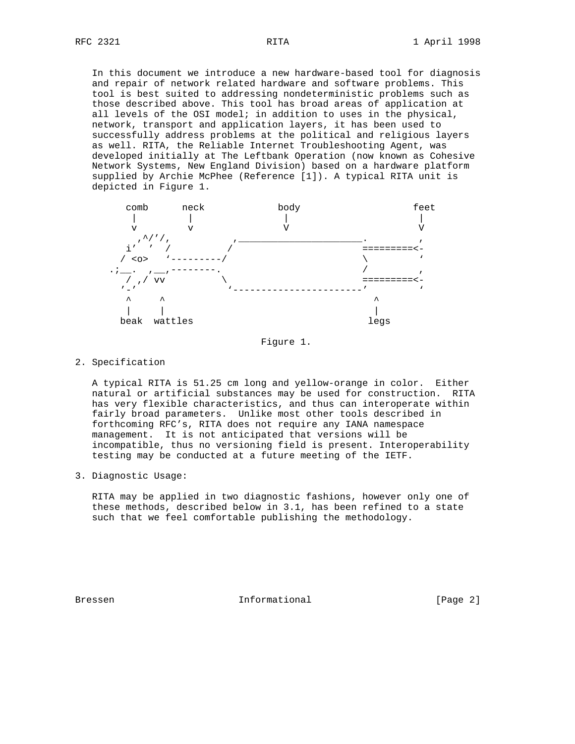In this document we introduce a new hardware-based tool for diagnosis and repair of network related hardware and software problems. This tool is best suited to addressing nondeterministic problems such as those described above. This tool has broad areas of application at all levels of the OSI model; in addition to uses in the physical, network, transport and application layers, it has been used to successfully address problems at the political and religious layers as well. RITA, the Reliable Internet Troubleshooting Agent, was developed initially at The Leftbank Operation (now known as Cohesive Network Systems, New England Division) based on a hardware platform supplied by Archie McPhee (Reference [1]). A typical RITA unit is depicted in Figure 1.

```
         comb      neck            body                  feet
          |         |               |                     |
          v         v               V                     V
           ,^/'/,          ,______________________.        ,
          i'  '  /        /                       =========<-
         / <o>   '---------/                      \        '
       .;__.  ,__,--------.                       /        ,
          / ,/ vv         \                       =========<-
         '-'               '----------------------'        '
          ^     ^                                   ^
          |     |                                   |
         beak  wattles                             legs
```

Figure 1.

## 2. Specification

A typical RITA is 51.25 cm long and yellow-orange in color. Either natural or artificial substances may be used for construction. RITA has very flexible characteristics, and thus can interoperate within fairly broad parameters. Unlike most other tools described in forthcoming RFC's, RITA does not require any IANA namespace management. It is not anticipated that versions will be incompatible, thus no versioning field is present. Interoperability testing may be conducted at a future meeting of the IETF.

## 3. Diagnostic Usage:

RITA may be applied in two diagnostic fashions, however only one of these methods, described below in 3.1, has been refined to a state such that we feel comfortable publishing the methodology.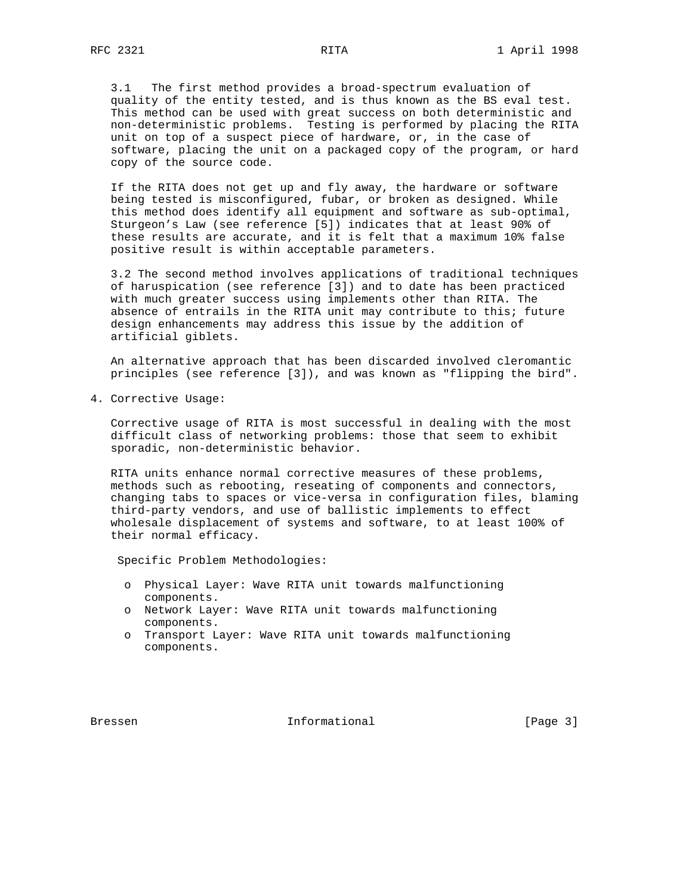3.1 The first method provides a broad-spectrum evaluation of quality of the entity tested, and is thus known as the BS eval test. This method can be used with great success on both deterministic and non-deterministic problems. Testing is performed by placing the RITA unit on top of a suspect piece of hardware, or, in the case of software, placing the unit on a packaged copy of the program, or hard copy of the source code.

If the RITA does not get up and fly away, the hardware or software being tested is misconfigured, fubar, or broken as designed. While this method does identify all equipment and software as sub-optimal, Sturgeon's Law (see reference [5]) indicates that at least 90% of these results are accurate, and it is felt that a maximum 10% false positive result is within acceptable parameters.

3.2 The second method involves applications of traditional techniques of haruspication (see reference [3]) and to date has been practiced with much greater success using implements other than RITA. The absence of entrails in the RITA unit may contribute to this; future design enhancements may address this issue by the addition of artificial giblets.

An alternative approach that has been discarded involved cleromantic principles (see reference [3]), and was known as "flipping the bird".

## 4. Corrective Usage:

Corrective usage of RITA is most successful in dealing with the most difficult class of networking problems: those that seem to exhibit sporadic, non-deterministic behavior.

RITA units enhance normal corrective measures of these problems, methods such as rebooting, reseating of components and connectors, changing tabs to spaces or vice-versa in configuration files, blaming third-party vendors, and use of ballistic implements to effect wholesale displacement of systems and software, to at least 100% of their normal efficacy.

Specific Problem Methodologies:

- Physical Layer: Wave RITA unit towards malfunctioning components.
- Network Layer: Wave RITA unit towards malfunctioning components.
- Transport Layer: Wave RITA unit towards malfunctioning components.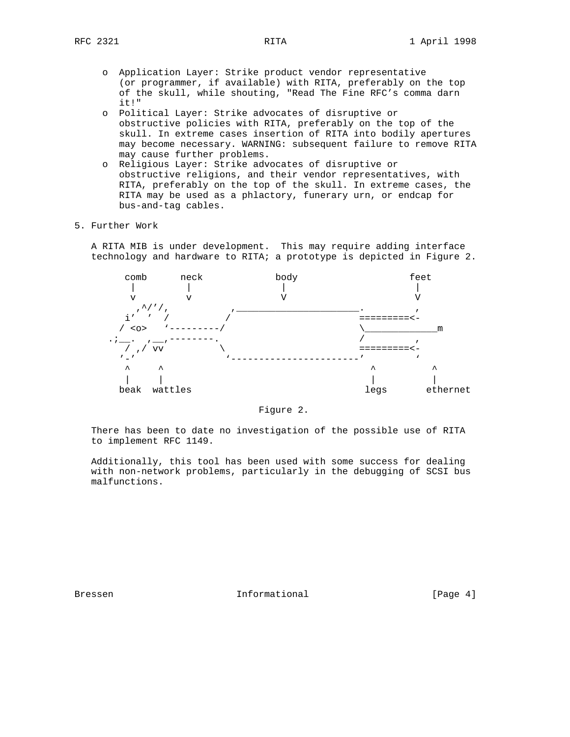- o Application Layer: Strike product vendor representative (or programmer, if available) with RITA, preferably on the top of the skull, while shouting, "Read The Fine RFC's comma darn it!"
- o Political Layer: Strike advocates of disruptive or obstructive policies with RITA, preferably on the top of the skull. In extreme cases insertion of RITA into bodily apertures may become necessary. WARNING: subsequent failure to remove RITA may cause further problems.
- o Religious Layer: Strike advocates of disruptive or obstructive religions, and their vendor representatives, with RITA, preferably on the top of the skull. In extreme cases, the RITA may be used as a phlactory, funerary urn, or endcap for bus-and-tag cables.

## 5. Further Work

A RITA MIB is under development. This may require adding interface technology and hardware to RITA; a prototype is depicted in Figure 2.

```
        comb      neck            body                 feet
         |         |               |                    |
         v         v               V                    V
           ,^/'/,           ,______________________.        ,
         i'  '  /          /                       =========<-
        / <o>   '---------/                        \_____________m
      .;__.  ,__,--------.                         /        ,
         / ,/ vv          \                        =========<-
        '-'                '-----------------------'        '
         ^     ^                                     ^         ^
         |     |                                     |         |
        beak  wattles                               legs      ethernet
```

Figure 2.

There has been to date no investigation of the possible use of RITA to implement RFC 1149.

Additionally, this tool has been used with some success for dealing with non-network problems, particularly in the debugging of SCSI bus malfunctions.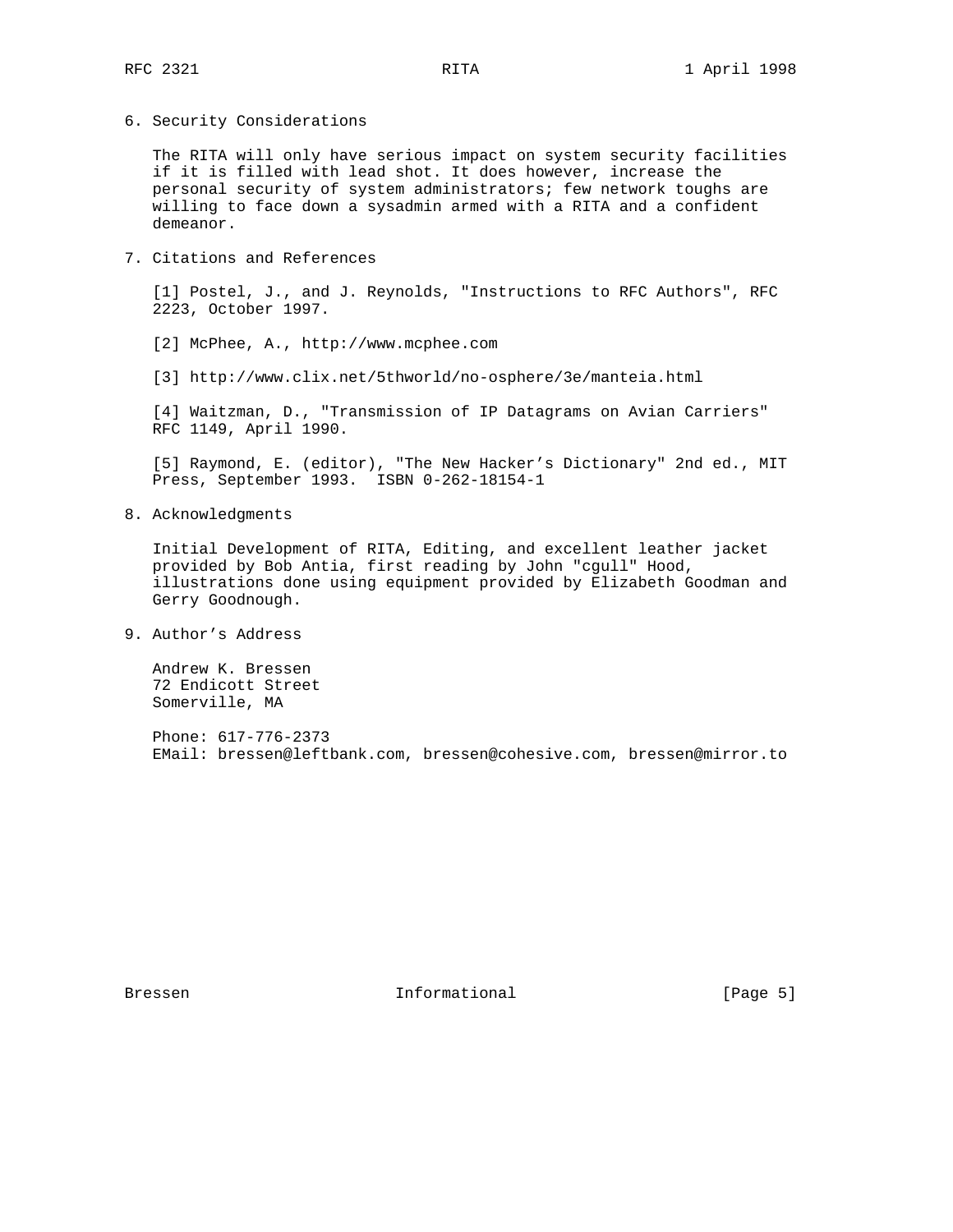## 6. Security Considerations

The RITA will only have serious impact on system security facilities if it is filled with lead shot. It does however, increase the personal security of system administrators; few network toughs are willing to face down a sysadmin armed with a RITA and a confident demeanor.

## 7. Citations and References

[1] Postel, J., and J. Reynolds, "Instructions to RFC Authors", RFC 2223, October 1997.

[2] McPhee, A., http://www.mcphee.com

[3] http://www.clix.net/5thworld/no-osphere/3e/manteia.html

[4] Waitzman, D., "Transmission of IP Datagrams on Avian Carriers" RFC 1149, April 1990.

[5] Raymond, E. (editor), "The New Hacker's Dictionary" 2nd ed., MIT Press, September 1993. ISBN 0-262-18154-1

## 8. Acknowledgments

Initial Development of RITA, Editing, and excellent leather jacket provided by Bob Antia, first reading by John "cgull" Hood, illustrations done using equipment provided by Elizabeth Goodman and Gerry Goodnough.

## 9. Author's Address

Andrew K. Bressen
72 Endicott Street
Somerville, MA

Phone: 617-776-2373
EMail: bressen@leftbank.com, bressen@cohesive.com, bressen@mirror.to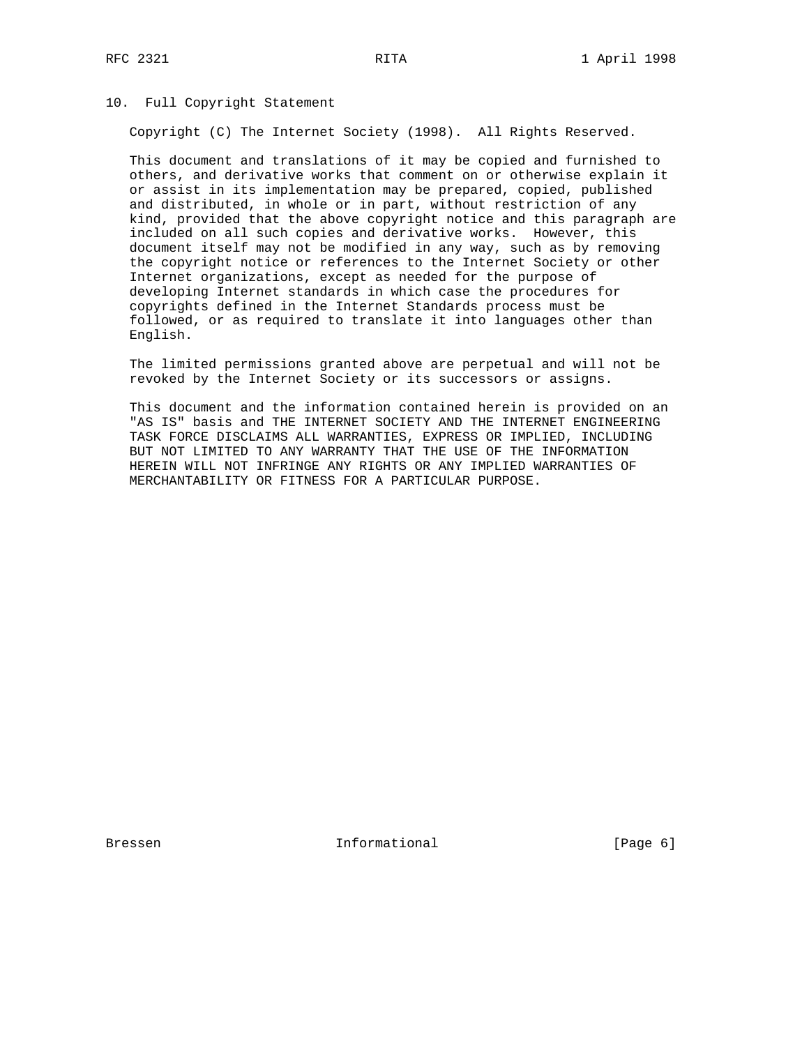## 10. Full Copyright Statement

Copyright (C) The Internet Society (1998). All Rights Reserved.

This document and translations of it may be copied and furnished to others, and derivative works that comment on or otherwise explain it or assist in its implementation may be prepared, copied, published and distributed, in whole or in part, without restriction of any kind, provided that the above copyright notice and this paragraph are included on all such copies and derivative works. However, this document itself may not be modified in any way, such as by removing the copyright notice or references to the Internet Society or other Internet organizations, except as needed for the purpose of developing Internet standards in which case the procedures for copyrights defined in the Internet Standards process must be followed, or as required to translate it into languages other than English.

The limited permissions granted above are perpetual and will not be revoked by the Internet Society or its successors or assigns.

This document and the information contained herein is provided on an "AS IS" basis and THE INTERNET SOCIETY AND THE INTERNET ENGINEERING TASK FORCE DISCLAIMS ALL WARRANTIES, EXPRESS OR IMPLIED, INCLUDING BUT NOT LIMITED TO ANY WARRANTY THAT THE USE OF THE INFORMATION HEREIN WILL NOT INFRINGE ANY RIGHTS OR ANY IMPLIED WARRANTIES OF MERCHANTABILITY OR FITNESS FOR A PARTICULAR PURPOSE.